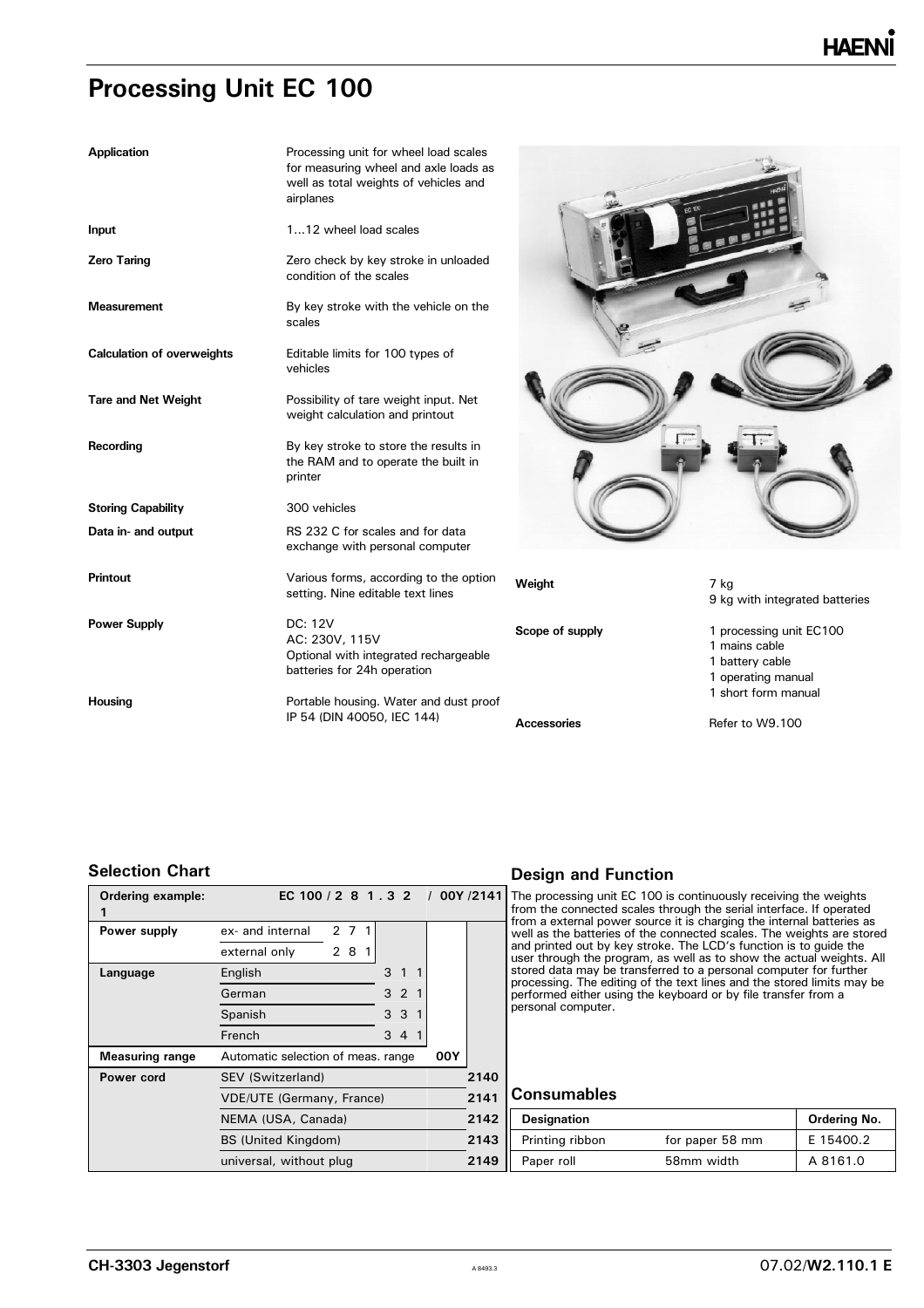# Processing Unit EC 100

| | |
|---|---|
| **Application** | Processing unit for wheel load scales for measuring wheel and axle loads as well as total weights of vehicles and airplanes |
| **Input** | 1...12 wheel load scales |
| **Zero Taring** | Zero check by key stroke in unloaded condition of the scales |
| **Measurement** | By key stroke with the vehicle on the scales |
| **Calculation of overweights** | Editable limits for 100 types of vehicles |
| **Tare and Net Weight** | Possibility of tare weight input. Net weight calculation and printout |
| **Recording** | By key stroke to store the results in the RAM and to operate the built in printer |
| **Storing Capability** | 300 vehicles |
| **Data in- and output** | RS 232 C for scales and for data exchange with personal computer |
| **Printout** | Various forms, according to the option setting. Nine editable text lines |
| **Power Supply** | DC: 12V<br>AC: 230V, 115V<br>Optional with integrated rechargeable batteries for 24h operation |
| **Housing** | Portable housing. Water and dust proof IP 54 (DIN 40050, IEC 144) |

| | |
|---|---|
| **Weight** | 7 kg<br>9 kg with integrated batteries |
| **Scope of supply** | 1 processing unit EC100<br>1 mains cable<br>1 battery cable<br>1 operating manual<br>1 short form manual |
| **Accessories** | Refer to W9.100 |

## Selection Chart

| **Ordering example: 1** | EC 100 / 2 8 1 . 3 2 | | | / 00Y | /2141 |
|---|---|---|---|---|---|
| **Power supply** | ex- and internal | 2 7 1 | | | |
| | external only | 2 8 1 | | | |
| **Language** | English | | 3 1 1 | | |
| | German | | 3 2 1 | | |
| | Spanish | | 3 3 1 | | |
| | French | | 3 4 1 | | |
| **Measuring range** | Automatic selection of meas. range | | | 00Y | |
| **Power cord** | SEV (Switzerland) | | | | 2140 |
| | VDE/UTE (Germany, France) | | | | 2141 |
| | NEMA (USA, Canada) | | | | 2142 |
| | BS (United Kingdom) | | | | 2143 |
| | universal, without plug | | | | 2149 |

## Design and Function

The processing unit EC 100 is continuously receiving the weights from the connected scales through the serial interface. If operated from a external power source it is charging the internal batteries as well as the batteries of the connected scales. The weights are stored and printed out by key stroke. The LCD's function is to guide the user through the program, as well as to show the actual weights. All stored data may be transferred to a personal computer for further processing. The editing of the text lines and the stored limits may be performed either using the keyboard or by file transfer from a personal computer.

## Consumables

| Designation | | Ordering No. |
|---|---|---|
| Printing ribbon | for paper 58 mm | E 15400.2 |
| Paper roll | 58mm width | A 8161.0 |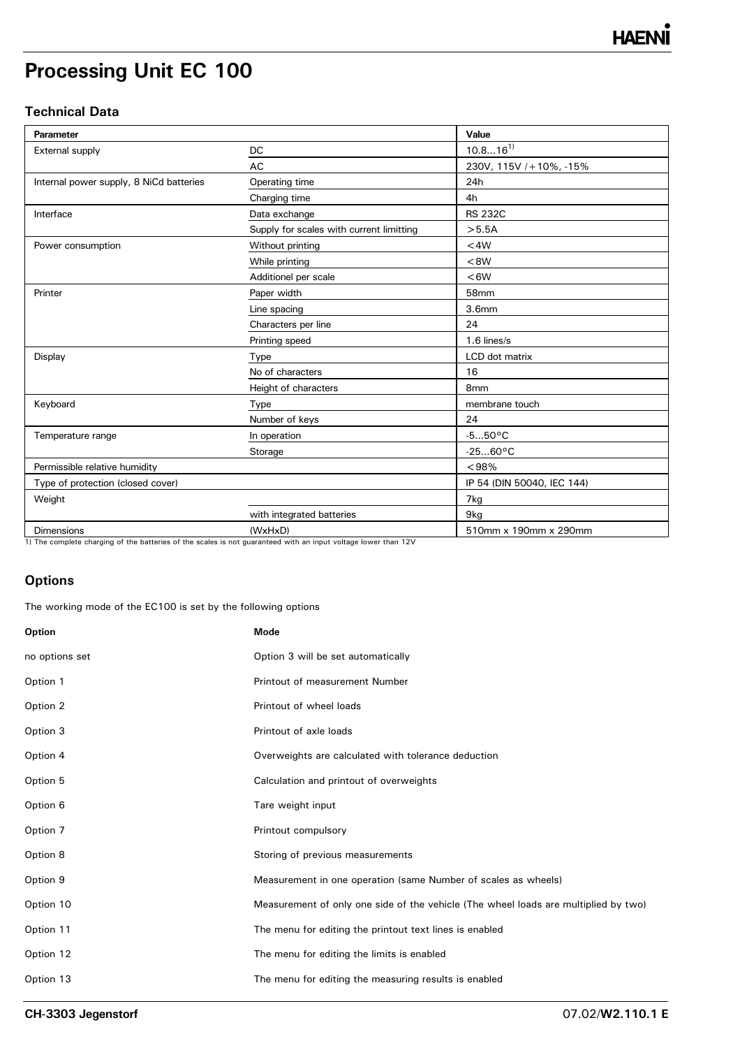# Processing Unit EC 100

## Technical Data

| Parameter | | Value |
|---|---|---|
| External supply | DC | 10.8...16[1] |
| | AC | 230V, 115V /+10%, -15% |
| Internal power supply, 8 NiCd batteries | Operating time | 24h |
| | Charging time | 4h |
| Interface | Data exchange | RS 232C |
| | Supply for scales with current limitting | >5.5A |
| Power consumption | Without printing | <4W |
| | While printing | <8W |
| | Additionel per scale | <6W |
| Printer | Paper width | 58mm |
| | Line spacing | 3.6mm |
| | Characters per line | 24 |
| | Printing speed | 1.6 lines/s |
| Display | Type | LCD dot matrix |
| | No of characters | 16 |
| | Height of characters | 8mm |
| Keyboard | Type | membrane touch |
| | Number of keys | 24 |
| Temperature range | In operation | -5...50°C |
| | Storage | -25...60°C |
| Permissible relative humidity | | <98% |
| Type of protection (closed cover) | | IP 54 (DIN 50040, IEC 144) |
| Weight | | 7kg |
| | with integrated batteries | 9kg |
| Dimensions | (WxHxD) | 510mm x 190mm x 290mm |

1) The complete charging of the batteries of the scales is not guaranteed with an input voltage lower than 12V

## Options

The working mode of the EC100 is set by the following options

| Option | Mode |
|---|---|
| no options set | Option 3 will be set automatically |
| Option 1 | Printout of measurement Number |
| Option 2 | Printout of wheel loads |
| Option 3 | Printout of axle loads |
| Option 4 | Overweights are calculated with tolerance deduction |
| Option 5 | Calculation and printout of overweights |
| Option 6 | Tare weight input |
| Option 7 | Printout compulsory |
| Option 8 | Storing of previous measurements |
| Option 9 | Measurement in one operation (same Number of scales as wheels) |
| Option 10 | Measurement of only one side of the vehicle (The wheel loads are multiplied by two) |
| Option 11 | The menu for editing the printout text lines is enabled |
| Option 12 | The menu for editing the limits is enabled |
| Option 13 | The menu for editing the measuring results is enabled |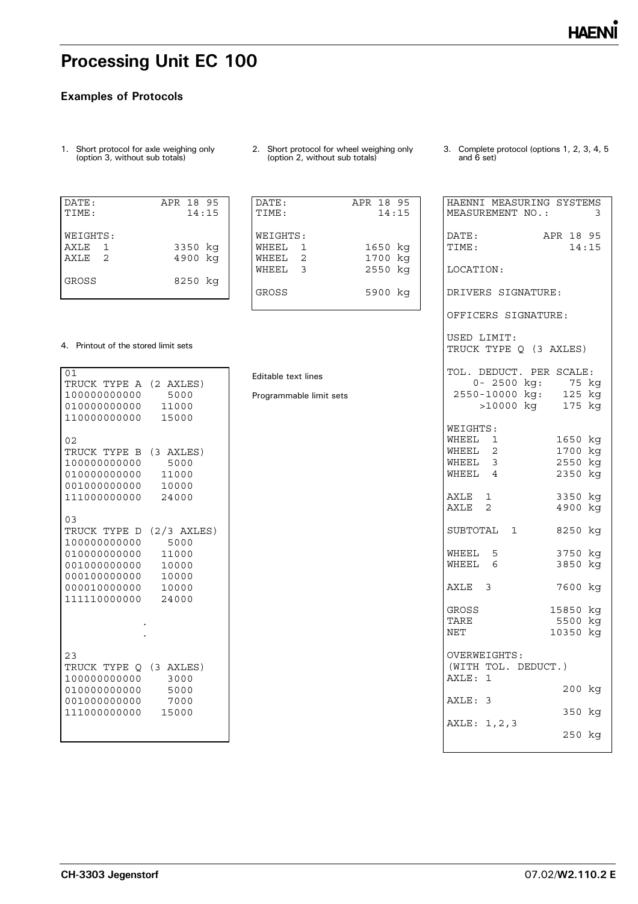# Processing Unit EC 100

### Examples of Protocols

1. Short protocol for axle weighing only (option 3, without sub totals)

```
DATE:             APR 18 95
TIME:                 14:15

WEIGHTS:
AXLE  1             3350 kg
AXLE  2             4900 kg

GROSS               8250 kg
```

2. Short protocol for wheel weighing only (option 2, without sub totals)

```
DATE:             APR 18 95
TIME:                 14:15

WEIGHTS:
WHEEL  1            1650 kg
WHEEL  2            1700 kg
WHEEL  3            2550 kg

GROSS               5900 kg
```

3. Complete protocol (options 1, 2, 3, 4, 5 and 6 set)

```
HAENNI MEASURING SYSTEMS
MEASUREMENT NO.:        3

DATE:           APR 18 95
TIME:               14:15

LOCATION:

DRIVERS SIGNATURE:

OFFICERS SIGNATURE:

USED LIMIT:
TRUCK TYPE Q (3 AXLES)

TOL. DEDUCT. PER SCALE:
    0- 2500 kg:    75 kg
 2550-10000 kg:   125 kg
      >10000 kg   175 kg

WEIGHTS:
WHEEL  1          1650 kg
WHEEL  2          1700 kg
WHEEL  3          2550 kg
WHEEL  4          2350 kg

AXLE  1           3350 kg
AXLE  2           4900 kg

SUBTOTAL  1       8250 kg

WHEEL  5          3750 kg
WHEEL  6          3850 kg

AXLE  3           7600 kg

GROSS            15850 kg
TARE              5500 kg
NET              10350 kg

OVERWEIGHTS:
(WITH TOL. DEDUCT.)
AXLE: 1
                   200 kg
AXLE: 3
                   350 kg
AXLE: 1,2,3
                   250 kg
```

4. Printout of the stored limit sets

```
01
TRUCK TYPE A (2 AXLES)
100000000000    5000
010000000000   11000
110000000000   15000

02
TRUCK TYPE B (3 AXLES)
100000000000    5000
010000000000   11000
001000000000   10000
111000000000   24000

03
TRUCK TYPE D (2/3 AXLES)
100000000000    5000
010000000000   11000
001000000000   10000
000100000000   10000
000010000000   10000
111110000000   24000

          .
          .

23
TRUCK TYPE Q (3 AXLES)
100000000000    3000
010000000000    5000
001000000000    7000
111000000000   15000
```

Editable text lines

Programmable limit sets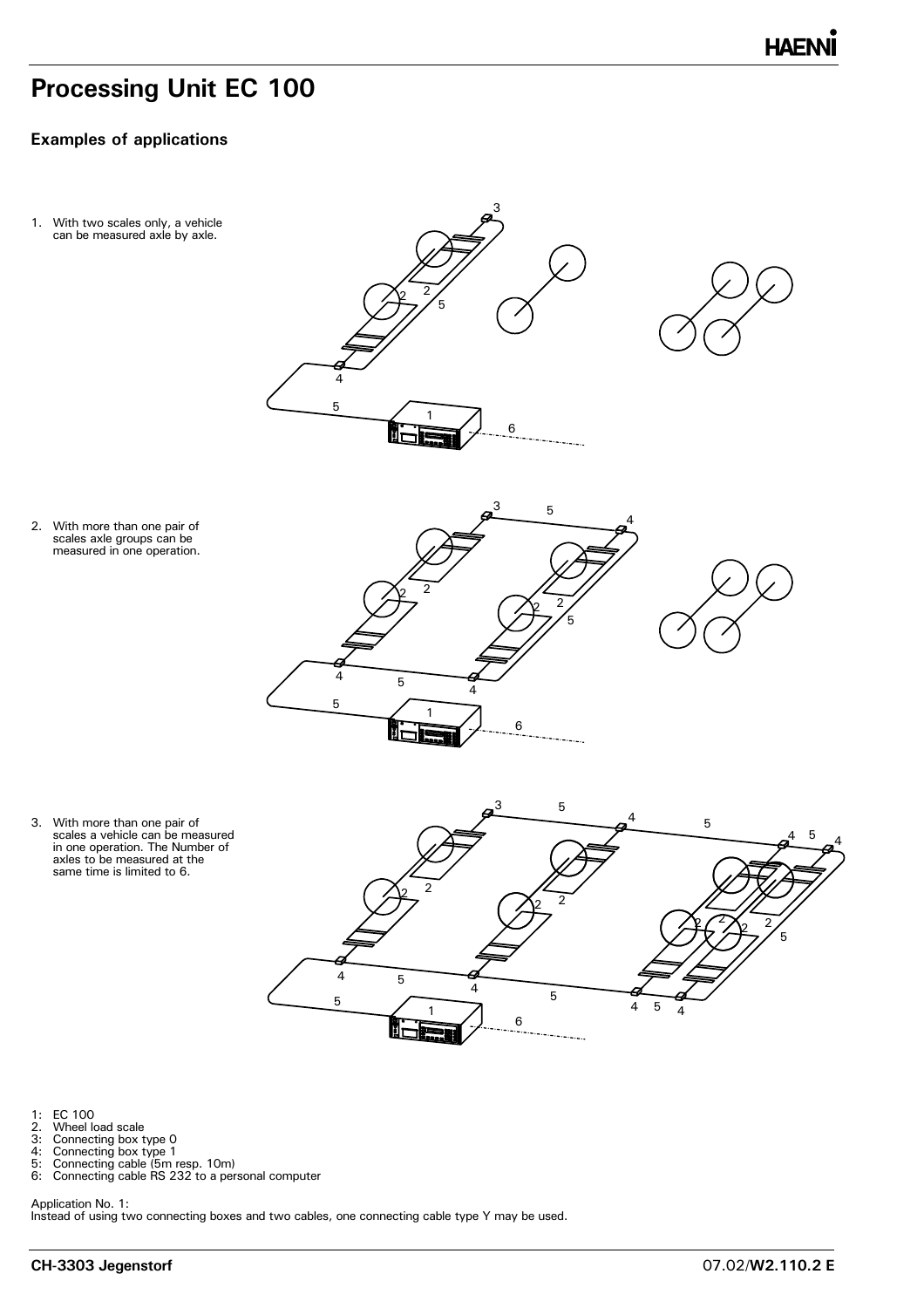# Processing Unit EC 100

### Examples of applications

1. With two scales only, a vehicle can be measured axle by axle.

3
2
2
5
4
5
1
6

2. With more than one pair of scales axle groups can be measured in one operation.

3
5
4
2
2
2
2
5
4
5
4
5
1
6

3. With more than one pair of scales a vehicle can be measured in one operation. The Number of axles to be measured at the same time is limited to 6.

3
5
4
5
4
5
4
2
2
2
2
2
2
2
2
5
4
5
4
5
4
5
4
5
1
6

1: EC 100
2. Wheel load scale
3: Connecting box type 0
4: Connecting box type 1
5: Connecting cable (5m resp. 10m)
6: Connecting cable RS 232 to a personal computer

Application No. 1:
Instead of using two connecting boxes and two cables, one connecting cable type Y may be used.